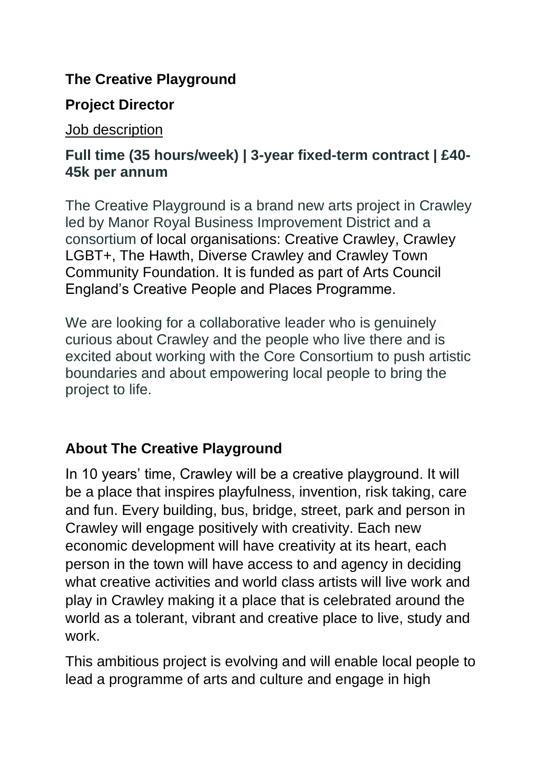## The Creative Playground

## Project Director

Job description

### Full time (35 hours/week) | 3-year fixed-term contract | £40-45k per annum

The Creative Playground is a brand new arts project in Crawley led by Manor Royal Business Improvement District and a consortium of local organisations: Creative Crawley, Crawley LGBT+, The Hawth, Diverse Crawley and Crawley Town Community Foundation. It is funded as part of Arts Council England's Creative People and Places Programme.

We are looking for a collaborative leader who is genuinely curious about Crawley and the people who live there and is excited about working with the Core Consortium to push artistic boundaries and about empowering local people to bring the project to life.

### About The Creative Playground

In 10 years' time, Crawley will be a creative playground. It will be a place that inspires playfulness, invention, risk taking, care and fun. Every building, bus, bridge, street, park and person in Crawley will engage positively with creativity. Each new economic development will have creativity at its heart, each person in the town will have access to and agency in deciding what creative activities and world class artists will live work and play in Crawley making it a place that is celebrated around the world as a tolerant, vibrant and creative place to live, study and work.

This ambitious project is evolving and will enable local people to lead a programme of arts and culture and engage in high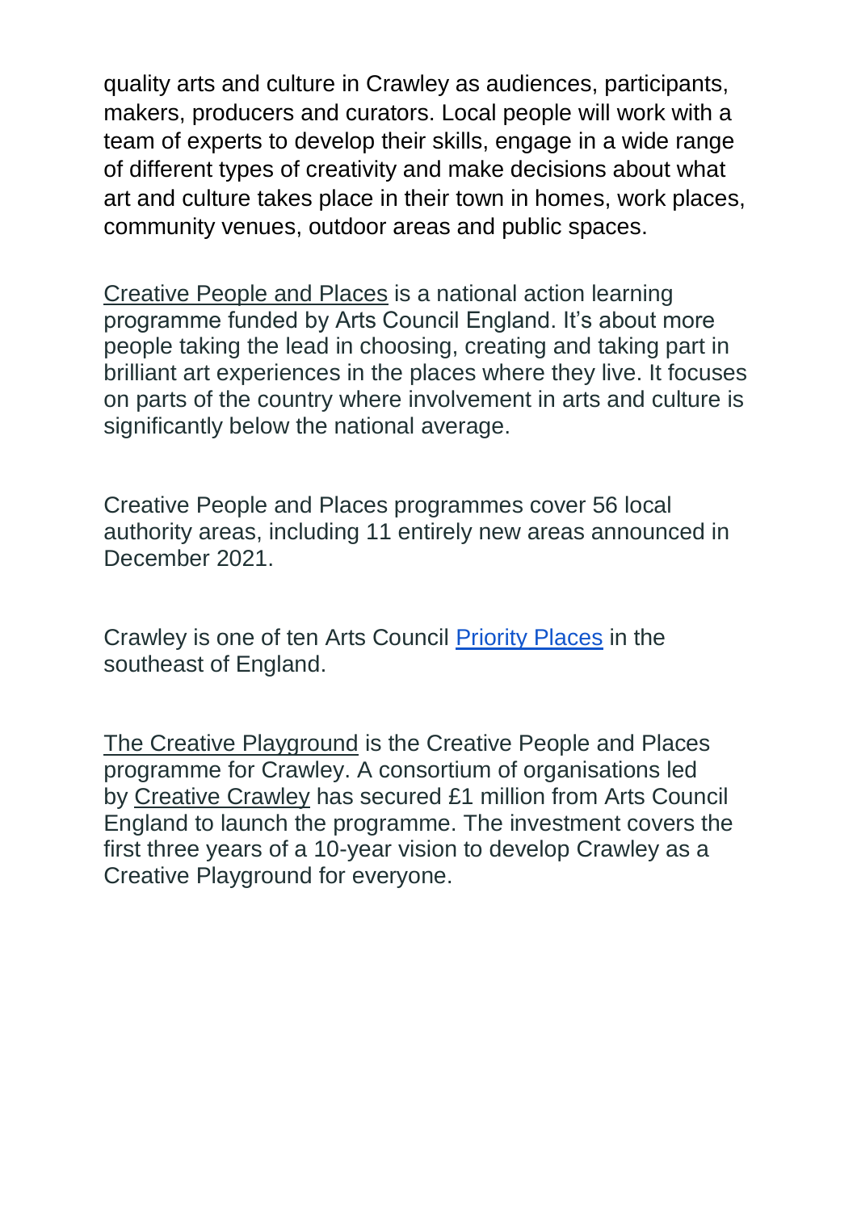quality arts and culture in Crawley as audiences, participants, makers, producers and curators. Local people will work with a team of experts to develop their skills, engage in a wide range of different types of creativity and make decisions about what art and culture takes place in their town in homes, work places, community venues, outdoor areas and public spaces.

Creative People and Places is a national action learning programme funded by Arts Council England. It's about more people taking the lead in choosing, creating and taking part in brilliant art experiences in the places where they live. It focuses on parts of the country where involvement in arts and culture is significantly below the national average.

Creative People and Places programmes cover 56 local authority areas, including 11 entirely new areas announced in December 2021.

Crawley is one of ten Arts Council Priority Places in the southeast of England.

The Creative Playground is the Creative People and Places programme for Crawley. A consortium of organisations led by Creative Crawley has secured £1 million from Arts Council England to launch the programme. The investment covers the first three years of a 10-year vision to develop Crawley as a Creative Playground for everyone.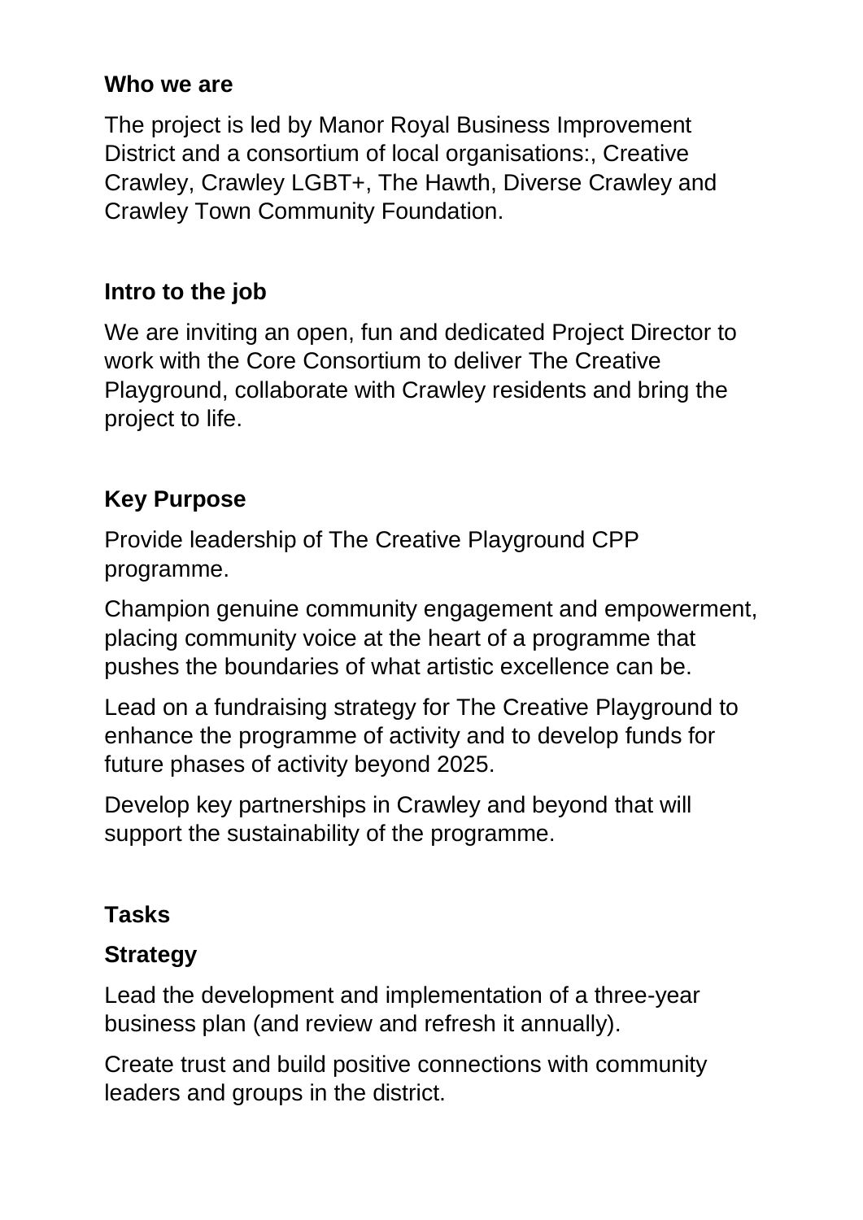## Who we are

The project is led by Manor Royal Business Improvement District and a consortium of local organisations:, Creative Crawley, Crawley LGBT+, The Hawth, Diverse Crawley and Crawley Town Community Foundation.

## Intro to the job

We are inviting an open, fun and dedicated Project Director to work with the Core Consortium to deliver The Creative Playground, collaborate with Crawley residents and bring the project to life.

## Key Purpose

Provide leadership of The Creative Playground CPP programme.

Champion genuine community engagement and empowerment, placing community voice at the heart of a programme that pushes the boundaries of what artistic excellence can be.

Lead on a fundraising strategy for The Creative Playground to enhance the programme of activity and to develop funds for future phases of activity beyond 2025.

Develop key partnerships in Crawley and beyond that will support the sustainability of the programme.

## Tasks

### Strategy

Lead the development and implementation of a three-year business plan (and review and refresh it annually).

Create trust and build positive connections with community leaders and groups in the district.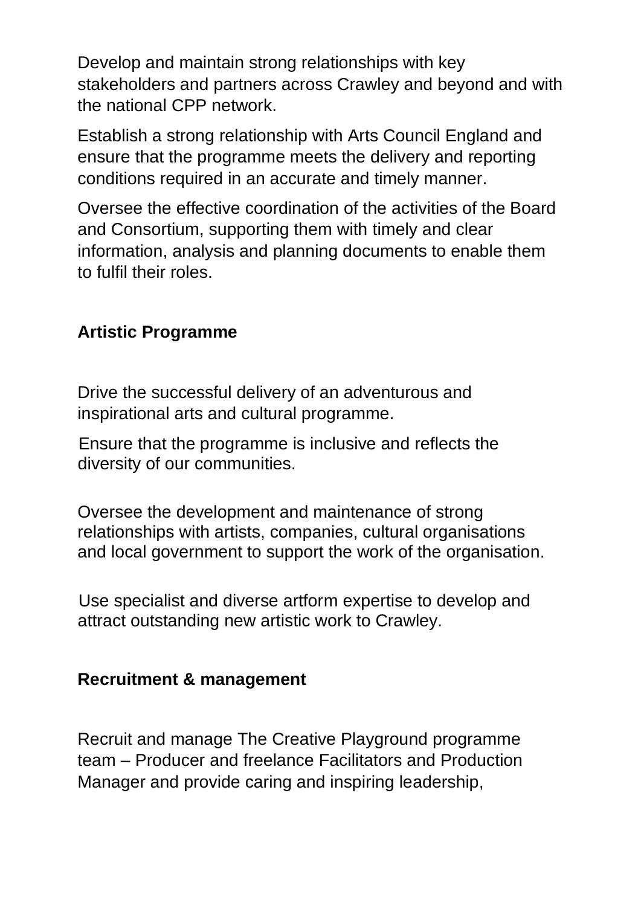Develop and maintain strong relationships with key stakeholders and partners across Crawley and beyond and with the national CPP network.

Establish a strong relationship with Arts Council England and ensure that the programme meets the delivery and reporting conditions required in an accurate and timely manner.

Oversee the effective coordination of the activities of the Board and Consortium, supporting them with timely and clear information, analysis and planning documents to enable them to fulfil their roles.

**Artistic Programme**

Drive the successful delivery of an adventurous and inspirational arts and cultural programme.

Ensure that the programme is inclusive and reflects the diversity of our communities.

Oversee the development and maintenance of strong relationships with artists, companies, cultural organisations and local government to support the work of the organisation.

Use specialist and diverse artform expertise to develop and attract outstanding new artistic work to Crawley.

**Recruitment & management**

Recruit and manage The Creative Playground programme team – Producer and freelance Facilitators and Production Manager and provide caring and inspiring leadership,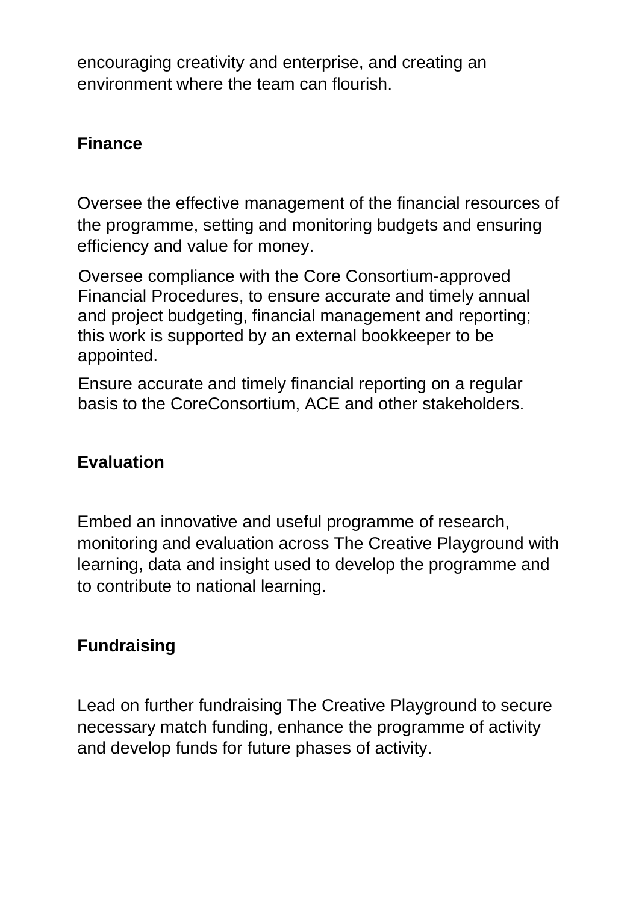encouraging creativity and enterprise, and creating an environment where the team can flourish.

**Finance**

Oversee the effective management of the financial resources of the programme, setting and monitoring budgets and ensuring efficiency and value for money.

Oversee compliance with the Core Consortium-approved Financial Procedures, to ensure accurate and timely annual and project budgeting, financial management and reporting; this work is supported by an external bookkeeper to be appointed.

Ensure accurate and timely financial reporting on a regular basis to the CoreConsortium, ACE and other stakeholders.

**Evaluation**

Embed an innovative and useful programme of research, monitoring and evaluation across The Creative Playground with learning, data and insight used to develop the programme and to contribute to national learning.

**Fundraising**

Lead on further fundraising The Creative Playground to secure necessary match funding, enhance the programme of activity and develop funds for future phases of activity.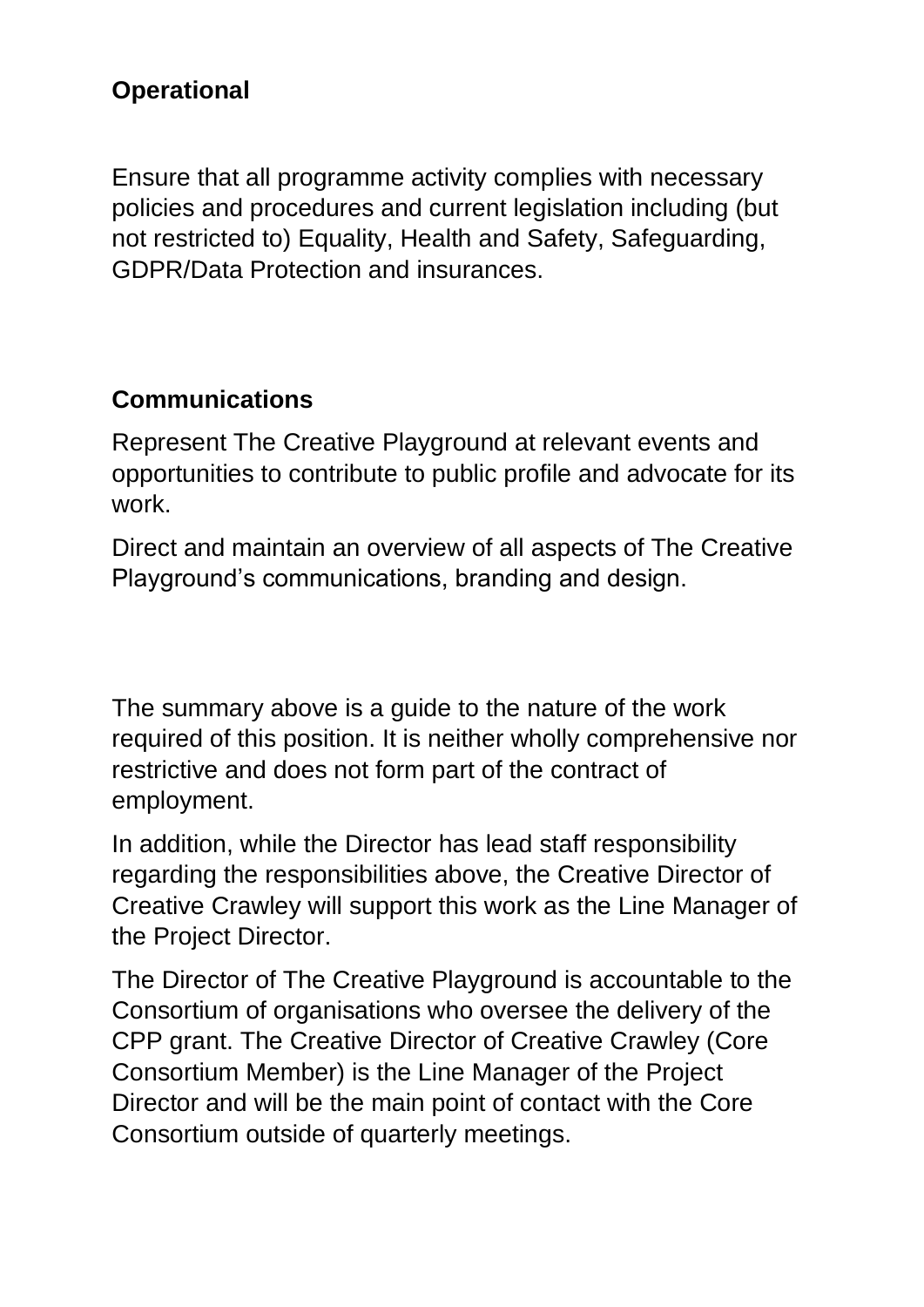**Operational**

Ensure that all programme activity complies with necessary policies and procedures and current legislation including (but not restricted to) Equality, Health and Safety, Safeguarding, GDPR/Data Protection and insurances.

**Communications**

Represent The Creative Playground at relevant events and opportunities to contribute to public profile and advocate for its work.

Direct and maintain an overview of all aspects of The Creative Playground's communications, branding and design.

The summary above is a guide to the nature of the work required of this position. It is neither wholly comprehensive nor restrictive and does not form part of the contract of employment.

In addition, while the Director has lead staff responsibility regarding the responsibilities above, the Creative Director of Creative Crawley will support this work as the Line Manager of the Project Director.

The Director of The Creative Playground is accountable to the Consortium of organisations who oversee the delivery of the CPP grant. The Creative Director of Creative Crawley (Core Consortium Member) is the Line Manager of the Project Director and will be the main point of contact with the Core Consortium outside of quarterly meetings.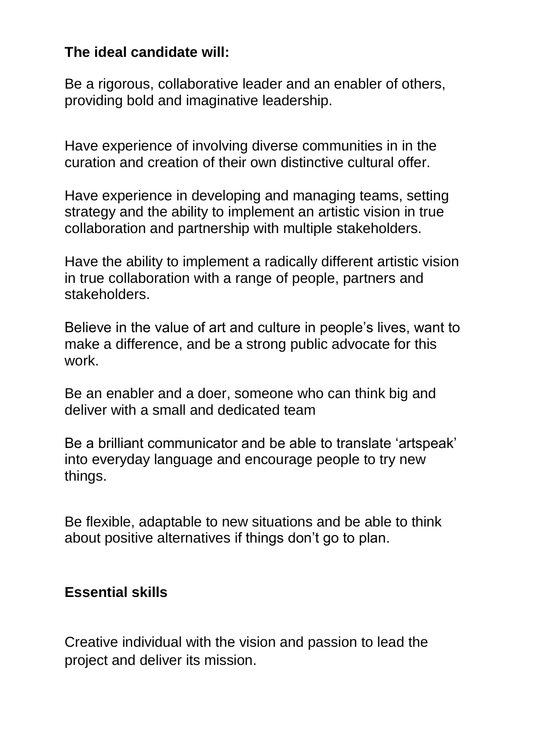**The ideal candidate will:**

Be a rigorous, collaborative leader and an enabler of others, providing bold and imaginative leadership.

Have experience of involving diverse communities in in the curation and creation of their own distinctive cultural offer.

Have experience in developing and managing teams, setting strategy and the ability to implement an artistic vision in true collaboration and partnership with multiple stakeholders.

Have the ability to implement a radically different artistic vision in true collaboration with a range of people, partners and stakeholders.

Believe in the value of art and culture in people's lives, want to make a difference, and be a strong public advocate for this work.

Be an enabler and a doer, someone who can think big and deliver with a small and dedicated team

Be a brilliant communicator and be able to translate 'artspeak' into everyday language and encourage people to try new things.

Be flexible, adaptable to new situations and be able to think about positive alternatives if things don't go to plan.

**Essential skills**

Creative individual with the vision and passion to lead the project and deliver its mission.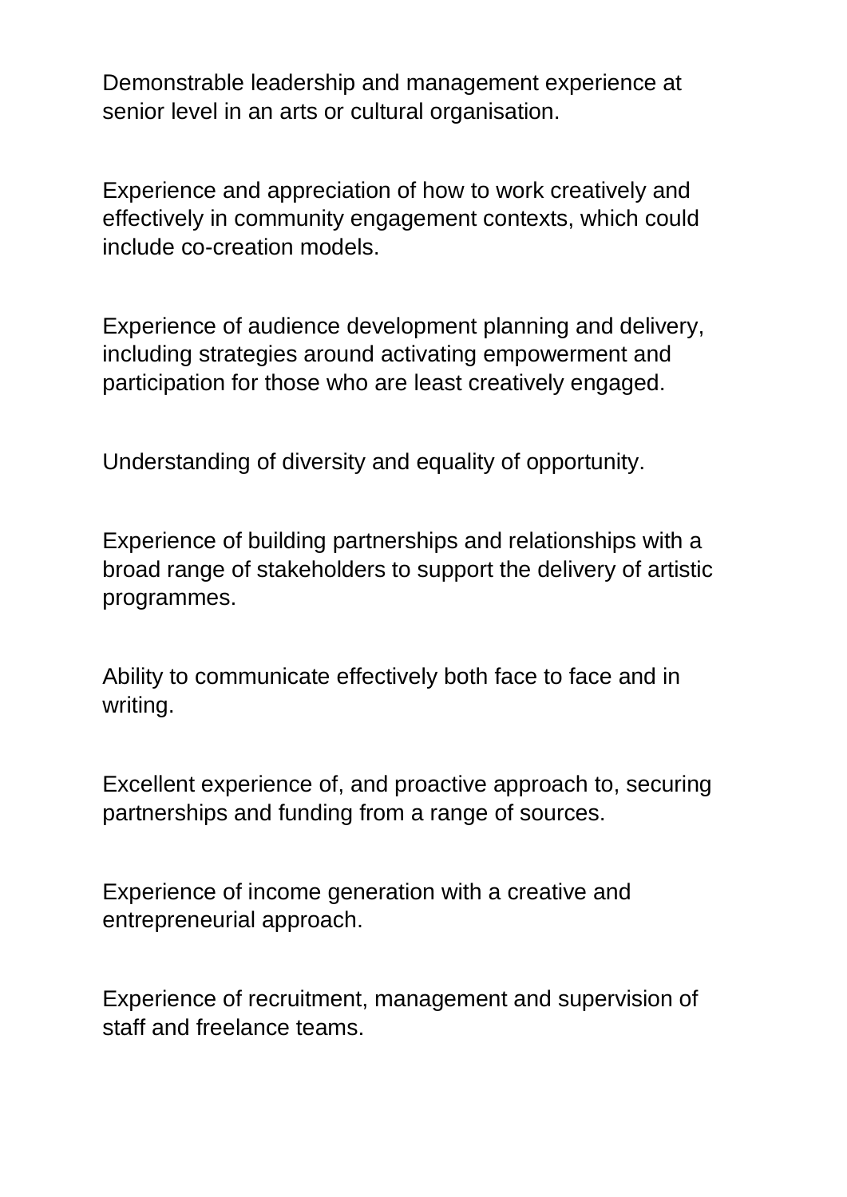Demonstrable leadership and management experience at senior level in an arts or cultural organisation.

Experience and appreciation of how to work creatively and effectively in community engagement contexts, which could include co-creation models.

Experience of audience development planning and delivery, including strategies around activating empowerment and participation for those who are least creatively engaged.

Understanding of diversity and equality of opportunity.

Experience of building partnerships and relationships with a broad range of stakeholders to support the delivery of artistic programmes.

Ability to communicate effectively both face to face and in writing.

Excellent experience of, and proactive approach to, securing partnerships and funding from a range of sources.

Experience of income generation with a creative and entrepreneurial approach.

Experience of recruitment, management and supervision of staff and freelance teams.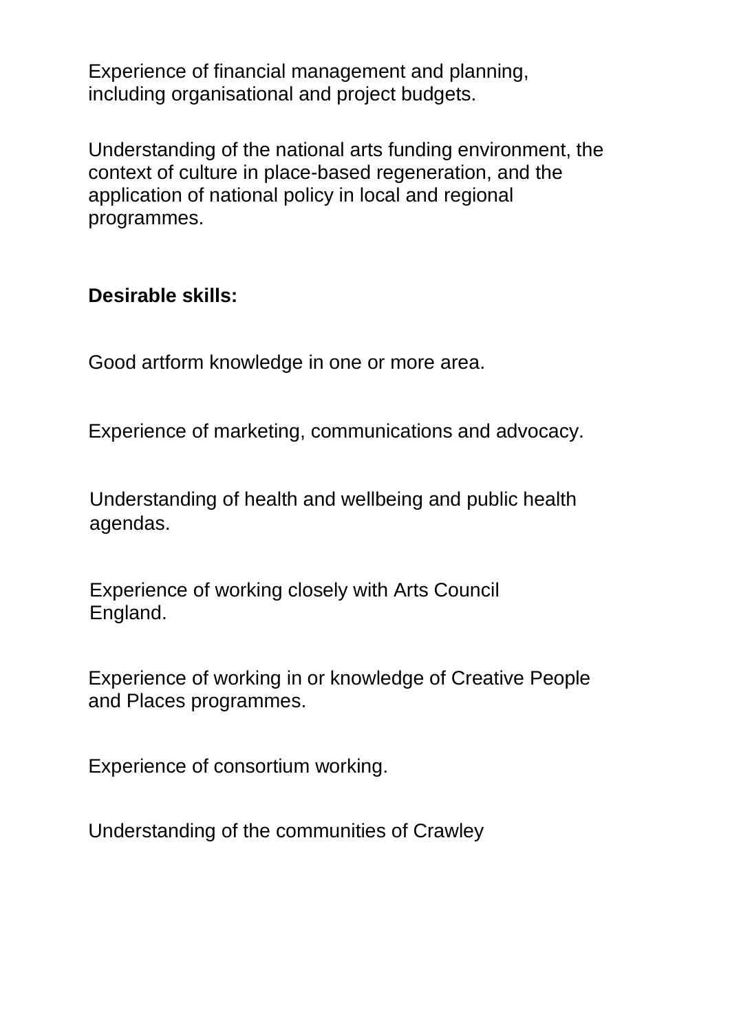Experience of financial management and planning, including organisational and project budgets.

Understanding of the national arts funding environment, the context of culture in place-based regeneration, and the application of national policy in local and regional programmes.

**Desirable skills:**

Good artform knowledge in one or more area.

Experience of marketing, communications and advocacy.

Understanding of health and wellbeing and public health agendas.

Experience of working closely with Arts Council England.

Experience of working in or knowledge of Creative People and Places programmes.

Experience of consortium working.

Understanding of the communities of Crawley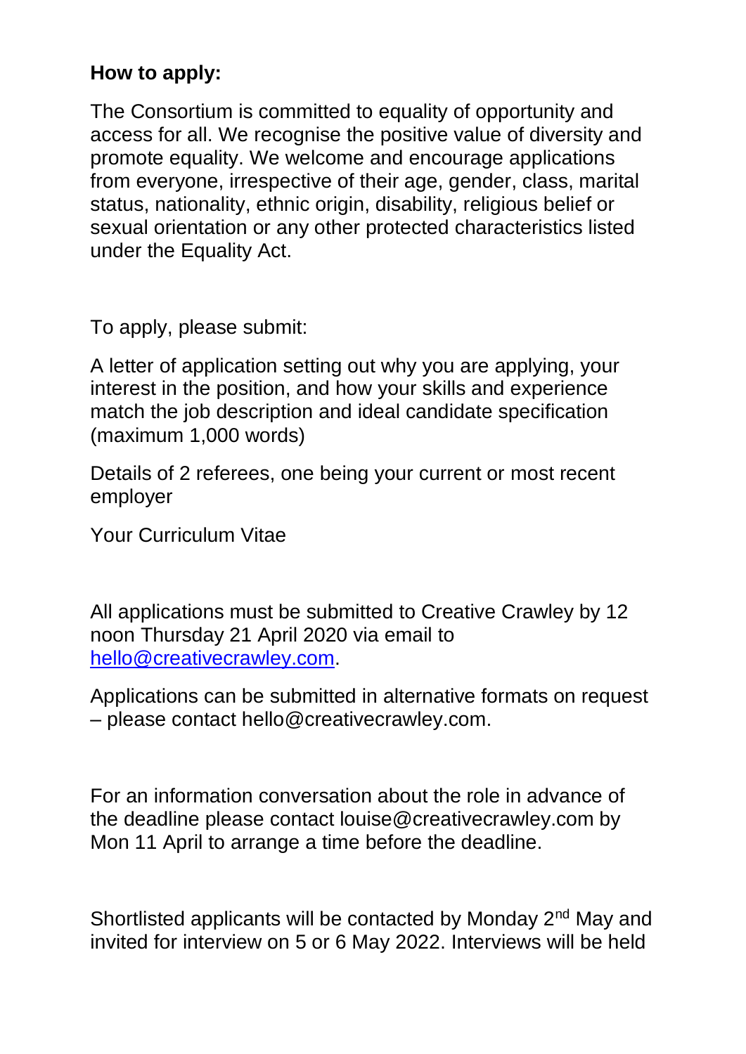**How to apply:**

The Consortium is committed to equality of opportunity and access for all. We recognise the positive value of diversity and promote equality. We welcome and encourage applications from everyone, irrespective of their age, gender, class, marital status, nationality, ethnic origin, disability, religious belief or sexual orientation or any other protected characteristics listed under the Equality Act.

To apply, please submit:

A letter of application setting out why you are applying, your interest in the position, and how your skills and experience match the job description and ideal candidate specification (maximum 1,000 words)

Details of 2 referees, one being your current or most recent employer

Your Curriculum Vitae

All applications must be submitted to Creative Crawley by 12 noon Thursday 21 April 2020 via email to hello@creativecrawley.com.

Applications can be submitted in alternative formats on request – please contact hello@creativecrawley.com.

For an information conversation about the role in advance of the deadline please contact louise@creativecrawley.com by Mon 11 April to arrange a time before the deadline.

Shortlisted applicants will be contacted by Monday 2nd May and invited for interview on 5 or 6 May 2022. Interviews will be held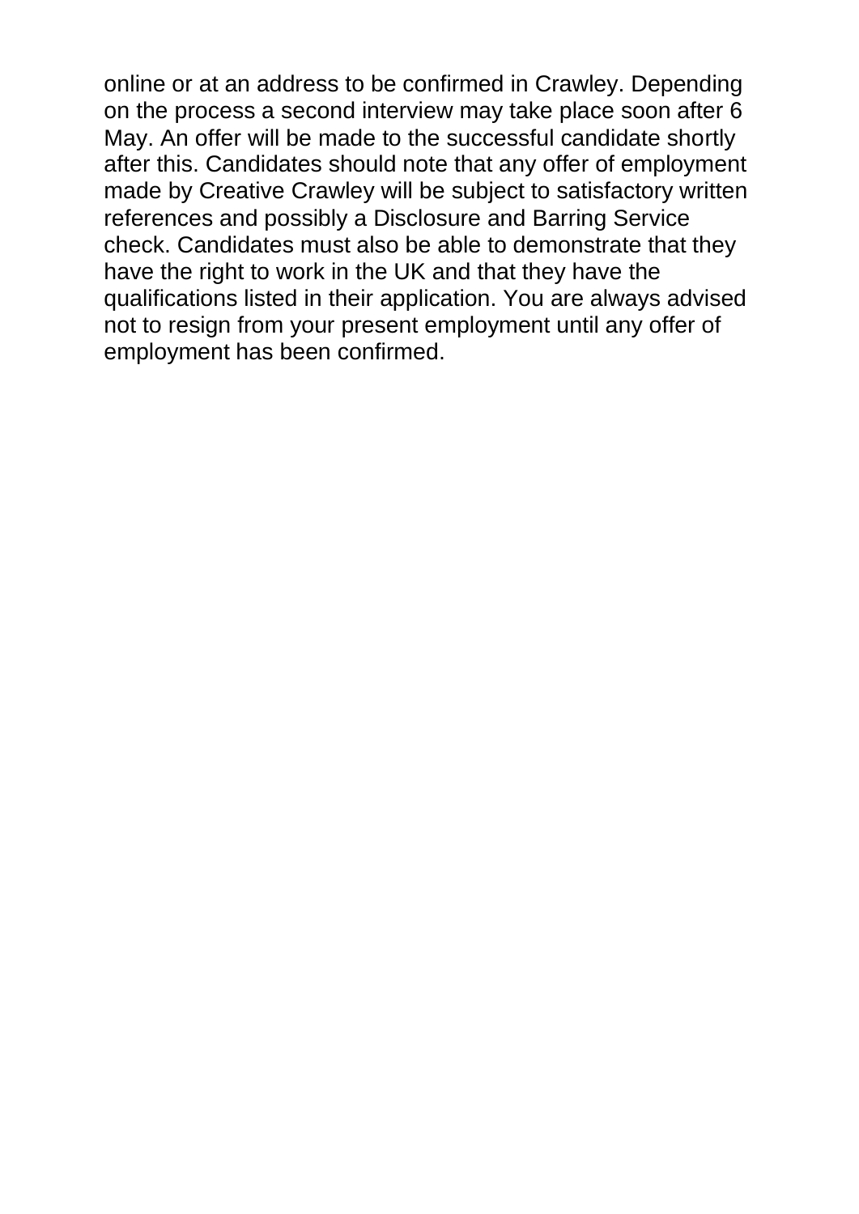online or at an address to be confirmed in Crawley. Depending on the process a second interview may take place soon after 6 May. An offer will be made to the successful candidate shortly after this. Candidates should note that any offer of employment made by Creative Crawley will be subject to satisfactory written references and possibly a Disclosure and Barring Service check. Candidates must also be able to demonstrate that they have the right to work in the UK and that they have the qualifications listed in their application. You are always advised not to resign from your present employment until any offer of employment has been confirmed.